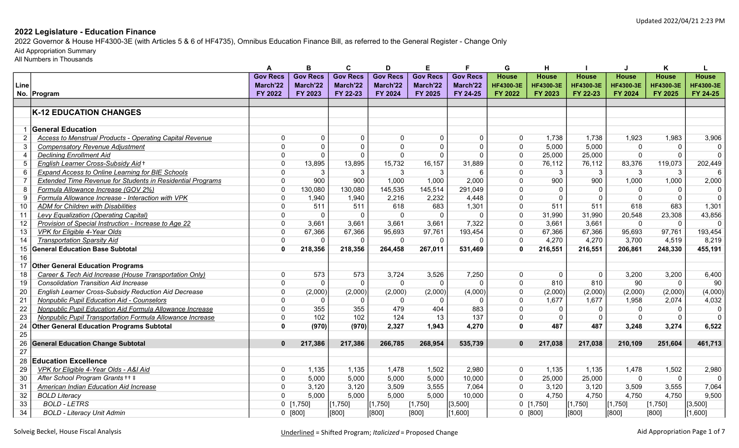Updated 2022/04/21 2:23 PM

## 2022 Legislature - Education Finance

2022 Governor & House HF4300-3E (with Articles 5 & 6 of HF4735), Omnibus Education Finance Bill, as referred to the General Register - Change Only

Aid Appropriation Summary

All Numbers in Thousands

| | | A | B | C | D | E | F | G | H | I | J | K | L |
|---|---|---|---|---|---|---|---|---|---|---|---|---|---|
| Line No. | Program | Gov Recs March'22 FY 2022 | Gov Recs March'22 FY 2023 | Gov Recs March'22 FY 22-23 | Gov Recs March'22 FY 2024 | Gov Recs March'22 FY 2025 | Gov Recs March'22 FY 24-25 | House HF4300-3E FY 2022 | House HF4300-3E FY 2023 | House HF4300-3E FY 22-23 | House HF4300-3E FY 2024 | House HF4300-3E FY 2025 | House HF4300-3E FY 24-25 |
| | **K-12 EDUCATION CHANGES** | | | | | | | | | | | | |
| 1 | **General Education** | | | | | | | | | | | | |
| 2 | *Access to Menstrual Products - Operating Capital Revenue* | 0 | 0 | 0 | 0 | 0 | 0 | 0 | 1,738 | 1,738 | 1,923 | 1,983 | 3,906 |
| 3 | *Compensatory Revenue Adjustment* | 0 | 0 | 0 | 0 | 0 | 0 | 0 | 5,000 | 5,000 | 0 | 0 | 0 |
| 4 | *Declining Enrollment Aid* | 0 | 0 | 0 | 0 | 0 | 0 | 0 | 25,000 | 25,000 | 0 | 0 | 0 |
| 5 | *English Learner Cross-Subsidy Aid* † | 0 | 13,895 | 13,895 | 15,732 | 16,157 | 31,889 | 0 | 76,112 | 76,112 | 83,376 | 119,073 | 202,449 |
| 6 | *Expand Access to Online Learning for BIE Schools* | 0 | 3 | 3 | 3 | 3 | 6 | 0 | 3 | 3 | 3 | 3 | 6 |
| 7 | *Extended Time Revenue for Students in Residential Programs* | 0 | 900 | 900 | 1,000 | 1,000 | 2,000 | 0 | 900 | 900 | 1,000 | 1,000 | 2,000 |
| 8 | *Formula Allowance Increase (GOV 2%)* | 0 | 130,080 | 130,080 | 145,535 | 145,514 | 291,049 | 0 | 0 | 0 | 0 | 0 | 0 |
| 9 | *Formula Allowance Increase - Interaction with VPK* | 0 | 1,940 | 1,940 | 2,216 | 2,232 | 4,448 | 0 | 0 | 0 | 0 | 0 | 0 |
| 10 | *ADM for Children with Disabilities* | 0 | 511 | 511 | 618 | 683 | 1,301 | 0 | 511 | 511 | 618 | 683 | 1,301 |
| 11 | *Levy Equalization (Operating Capital)* | 0 | 0 | 0 | 0 | 0 | 0 | 0 | 31,990 | 31,990 | 20,548 | 23,308 | 43,856 |
| 12 | *Provision of Special Instruction - Increase to Age 22* | 0 | 3,661 | 3,661 | 3,661 | 3,661 | 7,322 | 0 | 3,661 | 3,661 | 0 | 0 | 0 |
| 13 | *VPK for Eligible 4-Year Olds* | 0 | 67,366 | 67,366 | 95,693 | 97,761 | 193,454 | 0 | 67,366 | 67,366 | 95,693 | 97,761 | 193,454 |
| 14 | *Transportation Sparsity Aid* | 0 | 0 | 0 | 0 | 0 | 0 | 0 | 4,270 | 4,270 | 3,700 | 4,519 | 8,219 |
| 15 | **General Education Base Subtotal** | **0** | **218,356** | **218,356** | **264,458** | **267,011** | **531,469** | **0** | **216,551** | **216,551** | **206,861** | **248,330** | **455,191** |
| 16 | | | | | | | | | | | | | |
| 17 | **Other General Education Programs** | | | | | | | | | | | | |
| 18 | *Career & Tech Aid Increase (House Transportation Only)* | 0 | 573 | 573 | 3,724 | 3,526 | 7,250 | 0 | 0 | 0 | 3,200 | 3,200 | 6,400 |
| 19 | *Consolidation Transition Aid Increase* | 0 | 0 | 0 | 0 | 0 | 0 | 0 | 810 | 810 | 90 | 0 | 90 |
| 20 | *English Learner Cross-Subsidy Reduction Aid Decrease* | 0 | (2,000) | (2,000) | (2,000) | (2,000) | (4,000) | 0 | (2,000) | (2,000) | (2,000) | (2,000) | (4,000) |
| 21 | *Nonpublic Pupil Education Aid - Counselors* | 0 | 0 | 0 | 0 | 0 | 0 | 0 | 1,677 | 1,677 | 1,958 | 2,074 | 4,032 |
| 22 | *Nonpublic Pupil Education Aid Formula Allowance Increase* | 0 | 355 | 355 | 479 | 404 | 883 | 0 | 0 | 0 | 0 | 0 | 0 |
| 23 | *Nonpublic Pupil Transportation Formula Allowance Increase* | 0 | 102 | 102 | 124 | 13 | 137 | 0 | 0 | 0 | 0 | 0 | 0 |
| 24 | **Other General Education Programs Subtotal** | **0** | **(970)** | **(970)** | **2,327** | **1,943** | **4,270** | **0** | **487** | **487** | **3,248** | **3,274** | **6,522** |
| 25 | | | | | | | | | | | | | |
| 26 | **General Education Change Subtotal** | **0** | **217,386** | **217,386** | **266,785** | **268,954** | **535,739** | **0** | **217,038** | **217,038** | **210,109** | **251,604** | **461,713** |
| 27 | | | | | | | | | | | | | |
| 28 | **Education Excellence** | | | | | | | | | | | | |
| 29 | *VPK for Eligible 4-Year Olds - A&I Aid* | 0 | 1,135 | 1,135 | 1,478 | 1,502 | 2,980 | 0 | 1,135 | 1,135 | 1,478 | 1,502 | 2,980 |
| 30 | *After School Program Grants* †† ‡ | 0 | 5,000 | 5,000 | 5,000 | 5,000 | 10,000 | 0 | 25,000 | 25,000 | 0 | 0 | 0 |
| 31 | *American Indian Education Aid Increase* | 0 | 3,120 | 3,120 | 3,509 | 3,555 | 7,064 | 0 | 3,120 | 3,120 | 3,509 | 3,555 | 7,064 |
| 32 | *BOLD Literacy* | 0 | 5,000 | 5,000 | 5,000 | 5,000 | 10,000 | 0 | 4,750 | 4,750 | 4,750 | 4,750 | 9,500 |
| 33 | *BOLD - LETRS* | 0 | [1,750] | [1,750] | [1,750] | [1,750] | [3,500] | 0 | [1,750] | [1,750] | [1,750] | [1,750] | [3,500] |
| 34 | *BOLD - Literacy Unit Admin* | 0 | [800] | [800] | [800] | [800] | [1,600] | 0 | [800] | [800] | [800] | [800] | [1,600] |

Solveig Beckel, House Fiscal Analysis

Underlined = Shifted Program; *Italicized* = Proposed Change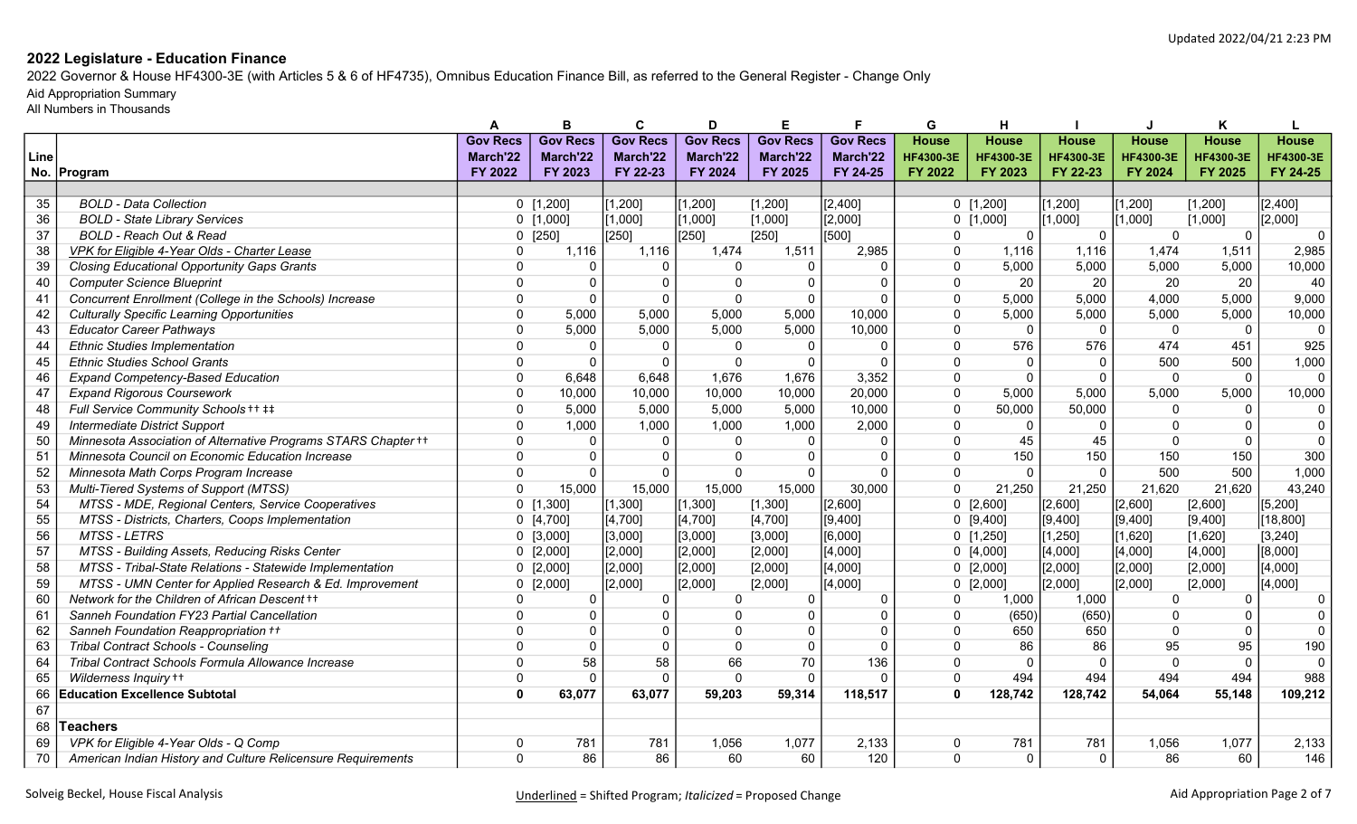## 2022 Legislature - Education Finance

2022 Governor & House HF4300-3E (with Articles 5 & 6 of HF4735), Omnibus Education Finance Bill, as referred to the General Register - Change Only

Aid Appropriation Summary

All Numbers in Thousands

| | | A | B | C | D | E | F | G | H | I | J | K | L |
|---|---|---|---|---|---|---|---|---|---|---|---|---|---|
| Line No. | Program | Gov Recs March'22 FY 2022 | Gov Recs March'22 FY 2023 | Gov Recs March'22 FY 22-23 | Gov Recs March'22 FY 2024 | Gov Recs March'22 FY 2025 | Gov Recs March'22 FY 24-25 | House HF4300-3E FY 2022 | House HF4300-3E FY 2023 | House HF4300-3E FY 22-23 | House HF4300-3E FY 2024 | House HF4300-3E FY 2025 | House HF4300-3E FY 24-25 |
| 35 | *BOLD - Data Collection* | 0 | [1,200] | [1,200] | [1,200] | [1,200] | [2,400] | 0 | [1,200] | [1,200] | [1,200] | [1,200] | [2,400] |
| 36 | *BOLD - State Library Services* | 0 | [1,000] | [1,000] | [1,000] | [1,000] | [2,000] | 0 | [1,000] | [1,000] | [1,000] | [1,000] | [2,000] |
| 37 | *BOLD - Reach Out & Read* | 0 | [250] | [250] | [250] | [250] | [500] | 0 | 0 | 0 | 0 | 0 | 0 |
| 38 | *VPK for Eligible 4-Year Olds - Charter Lease* | 0 | 1,116 | 1,116 | 1,474 | 1,511 | 2,985 | 0 | 1,116 | 1,116 | 1,474 | 1,511 | 2,985 |
| 39 | *Closing Educational Opportunity Gaps Grants* | 0 | 0 | 0 | 0 | 0 | 0 | 0 | 5,000 | 5,000 | 5,000 | 5,000 | 10,000 |
| 40 | *Computer Science Blueprint* | 0 | 0 | 0 | 0 | 0 | 0 | 0 | 20 | 20 | 20 | 20 | 40 |
| 41 | *Concurrent Enrollment (College in the Schools) Increase* | 0 | 0 | 0 | 0 | 0 | 0 | 0 | 5,000 | 5,000 | 4,000 | 5,000 | 9,000 |
| 42 | *Culturally Specific Learning Opportunities* | 0 | 5,000 | 5,000 | 5,000 | 5,000 | 10,000 | 0 | 5,000 | 5,000 | 5,000 | 5,000 | 10,000 |
| 43 | *Educator Career Pathways* | 0 | 5,000 | 5,000 | 5,000 | 5,000 | 10,000 | 0 | 0 | 0 | 0 | 0 | 0 |
| 44 | *Ethnic Studies Implementation* | 0 | 0 | 0 | 0 | 0 | 0 | 0 | 576 | 576 | 474 | 451 | 925 |
| 45 | *Ethnic Studies School Grants* | 0 | 0 | 0 | 0 | 0 | 0 | 0 | 0 | 0 | 500 | 500 | 1,000 |
| 46 | *Expand Competency-Based Education* | 0 | 6,648 | 6,648 | 1,676 | 1,676 | 3,352 | 0 | 0 | 0 | 0 | 0 | 0 |
| 47 | *Expand Rigorous Coursework* | 0 | 10,000 | 10,000 | 10,000 | 10,000 | 20,000 | 0 | 5,000 | 5,000 | 5,000 | 5,000 | 10,000 |
| 48 | *Full Service Community Schools †† ‡‡* | 0 | 5,000 | 5,000 | 5,000 | 5,000 | 10,000 | 0 | 50,000 | 50,000 | 0 | 0 | 0 |
| 49 | *Intermediate District Support* | 0 | 1,000 | 1,000 | 1,000 | 1,000 | 2,000 | 0 | 0 | 0 | 0 | 0 | 0 |
| 50 | *Minnesota Association of Alternative Programs STARS Chapter ††* | 0 | 0 | 0 | 0 | 0 | 0 | 0 | 45 | 45 | 0 | 0 | 0 |
| 51 | *Minnesota Council on Economic Education Increase* | 0 | 0 | 0 | 0 | 0 | 0 | 0 | 150 | 150 | 150 | 150 | 300 |
| 52 | *Minnesota Math Corps Program Increase* | 0 | 0 | 0 | 0 | 0 | 0 | 0 | 0 | 0 | 500 | 500 | 1,000 |
| 53 | *Multi-Tiered Systems of Support (MTSS)* | 0 | 15,000 | 15,000 | 15,000 | 15,000 | 30,000 | 0 | 21,250 | 21,250 | 21,620 | 21,620 | 43,240 |
| 54 | *MTSS - MDE, Regional Centers, Service Cooperatives* | 0 | [1,300] | [1,300] | [1,300] | [1,300] | [2,600] | 0 | [2,600] | [2,600] | [2,600] | [2,600] | [5,200] |
| 55 | *MTSS - Districts, Charters, Coops Implementation* | 0 | [4,700] | [4,700] | [4,700] | [4,700] | [9,400] | 0 | [9,400] | [9,400] | [9,400] | [9,400] | [18,800] |
| 56 | *MTSS - LETRS* | 0 | [3,000] | [3,000] | [3,000] | [3,000] | [6,000] | 0 | [1,250] | [1,250] | [1,620] | [1,620] | [3,240] |
| 57 | *MTSS - Building Assets, Reducing Risks Center* | 0 | [2,000] | [2,000] | [2,000] | [2,000] | [4,000] | 0 | [4,000] | [4,000] | [4,000] | [4,000] | [8,000] |
| 58 | *MTSS - Tribal-State Relations - Statewide Implementation* | 0 | [2,000] | [2,000] | [2,000] | [2,000] | [4,000] | 0 | [2,000] | [2,000] | [2,000] | [2,000] | [4,000] |
| 59 | *MTSS - UMN Center for Applied Research & Ed. Improvement* | 0 | [2,000] | [2,000] | [2,000] | [2,000] | [4,000] | 0 | [2,000] | [2,000] | [2,000] | [2,000] | [4,000] |
| 60 | *Network for the Children of African Descent ††* | 0 | 0 | 0 | 0 | 0 | 0 | 0 | 1,000 | 1,000 | 0 | 0 | 0 |
| 61 | *Sanneh Foundation FY23 Partial Cancellation* | 0 | 0 | 0 | 0 | 0 | 0 | 0 | (650) | (650) | 0 | 0 | 0 |
| 62 | *Sanneh Foundation Reappropriation ††* | 0 | 0 | 0 | 0 | 0 | 0 | 0 | 650 | 650 | 0 | 0 | 0 |
| 63 | *Tribal Contract Schools - Counseling* | 0 | 0 | 0 | 0 | 0 | 0 | 0 | 86 | 86 | 95 | 95 | 190 |
| 64 | *Tribal Contract Schools Formula Allowance Increase* | 0 | 58 | 58 | 66 | 70 | 136 | 0 | 0 | 0 | 0 | 0 | 0 |
| 65 | *Wilderness Inquiry ††* | 0 | 0 | 0 | 0 | 0 | 0 | 0 | 494 | 494 | 494 | 494 | 988 |
| 66 | **Education Excellence Subtotal** | **0** | **63,077** | **63,077** | **59,203** | **59,314** | **118,517** | **0** | **128,742** | **128,742** | **54,064** | **55,148** | **109,212** |
| 67 | | | | | | | | | | | | | |
| 68 | **Teachers** | | | | | | | | | | | | |
| 69 | *VPK for Eligible 4-Year Olds - Q Comp* | 0 | 781 | 781 | 1,056 | 1,077 | 2,133 | 0 | 781 | 781 | 1,056 | 1,077 | 2,133 |
| 70 | *American Indian History and Culture Relicensure Requirements* | 0 | 86 | 86 | 60 | 60 | 120 | 0 | 0 | 0 | 86 | 60 | 146 |

Underlined = Shifted Program; *Italicized* = Proposed Change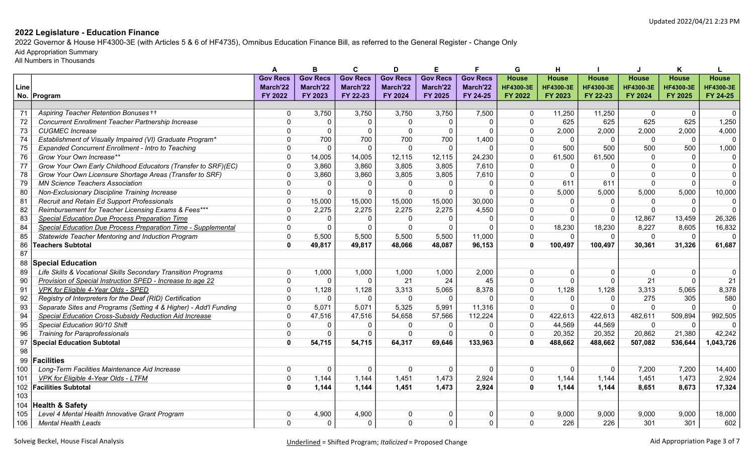Updated 2022/04/21 2:23 PM

## 2022 Legislature - Education Finance

2022 Governor & House HF4300-3E (with Articles 5 & 6 of HF4735), Omnibus Education Finance Bill, as referred to the General Register - Change Only

Aid Appropriation Summary

All Numbers in Thousands

| | | A | B | C | D | E | F | G | H | I | J | K | L |
|---|---|---|---|---|---|---|---|---|---|---|---|---|---|
| Line No. | Program | Gov Recs March'22 FY 2022 | Gov Recs March'22 FY 2023 | Gov Recs March'22 FY 22-23 | Gov Recs March'22 FY 2024 | Gov Recs March'22 FY 2025 | Gov Recs March'22 FY 24-25 | House HF4300-3E FY 2022 | House HF4300-3E FY 2023 | House HF4300-3E FY 22-23 | House HF4300-3E FY 2024 | House HF4300-3E FY 2025 | House HF4300-3E FY 24-25 |
| 71 | *Aspiring Teacher Retention Bonuses ††* | 0 | 3,750 | 3,750 | 3,750 | 3,750 | 7,500 | 0 | 11,250 | 11,250 | 0 | 0 | 0 |
| 72 | *Concurrent Enrollment Teacher Partnership Increase* | 0 | 0 | 0 | 0 | 0 | 0 | 0 | 625 | 625 | 625 | 625 | 1,250 |
| 73 | *CUGMEC Increase* | 0 | 0 | 0 | 0 | 0 | 0 | 0 | 2,000 | 2,000 | 2,000 | 2,000 | 4,000 |
| 74 | *Establishment of Visually Impaired (VI) Graduate Program** | 0 | 700 | 700 | 700 | 700 | 1,400 | 0 | 0 | 0 | 0 | 0 | 0 |
| 75 | *Expanded Concurrent Enrollment - Intro to Teaching* | 0 | 0 | 0 | 0 | 0 | 0 | 0 | 500 | 500 | 500 | 500 | 1,000 |
| 76 | *Grow Your Own Increase*** | 0 | 14,005 | 14,005 | 12,115 | 12,115 | 24,230 | 0 | 61,500 | 61,500 | 0 | 0 | 0 |
| 77 | *Grow Your Own Early Childhood Educators (Transfer to SRF)(EC)* | 0 | 3,860 | 3,860 | 3,805 | 3,805 | 7,610 | 0 | 0 | 0 | 0 | 0 | 0 |
| 78 | *Grow Your Own Licensure Shortage Areas (Transfer to SRF)* | 0 | 3,860 | 3,860 | 3,805 | 3,805 | 7,610 | 0 | 0 | 0 | 0 | 0 | 0 |
| 79 | *MN Science Teachers Association* | 0 | 0 | 0 | 0 | 0 | 0 | 0 | 611 | 611 | 0 | 0 | 0 |
| 80 | *Non-Exclusionary Discipline Training Increase* | 0 | 0 | 0 | 0 | 0 | 0 | 0 | 5,000 | 5,000 | 5,000 | 5,000 | 10,000 |
| 81 | *Recruit and Retain Ed Support Professionals* | 0 | 15,000 | 15,000 | 15,000 | 15,000 | 30,000 | 0 | 0 | 0 | 0 | 0 | 0 |
| 82 | *Reimbursement for Teacher Licensing Exams & Fees**** | 0 | 2,275 | 2,275 | 2,275 | 2,275 | 4,550 | 0 | 0 | 0 | 0 | 0 | 0 |
| 83 | *Special Education Due Process Preparation Time* | 0 | 0 | 0 | 0 | 0 | 0 | 0 | 0 | 0 | 12,867 | 13,459 | 26,326 |
| 84 | *Special Education Due Process Preparation Time - Supplemental* | 0 | 0 | 0 | 0 | 0 | 0 | 0 | 18,230 | 18,230 | 8,227 | 8,605 | 16,832 |
| 85 | *Statewide Teacher Mentoring and Induction Program* | 0 | 5,500 | 5,500 | 5,500 | 5,500 | 11,000 | 0 | 0 | 0 | 0 | 0 | 0 |
| 86 | **Teachers Subtotal** | **0** | **49,817** | **49,817** | **48,066** | **48,087** | **96,153** | **0** | **100,497** | **100,497** | **30,361** | **31,326** | **61,687** |
| 87 | | | | | | | | | | | | | |
| 88 | **Special Education** | | | | | | | | | | | | |
| 89 | *Life Skills & Vocational Skills Secondary Transition Programs* | 0 | 1,000 | 1,000 | 1,000 | 1,000 | 2,000 | 0 | 0 | 0 | 0 | 0 | 0 |
| 90 | *Provision of Special Instruction SPED - Increase to age 22* | 0 | 0 | 0 | 21 | 24 | 45 | 0 | 0 | 0 | 21 | 0 | 21 |
| 91 | *VPK for Eligible 4-Year Olds - SPED* | 0 | 1,128 | 1,128 | 3,313 | 5,065 | 8,378 | 0 | 1,128 | 1,128 | 3,313 | 5,065 | 8,378 |
| 92 | *Registry of Interpreters for the Deaf (RID) Certification* | 0 | 0 | 0 | 0 | 0 | 0 | 0 | 0 | 0 | 275 | 305 | 580 |
| 93 | *Separate Sites and Programs (Setting 4 & Higher) - Add'l Funding* | 0 | 5,071 | 5,071 | 5,325 | 5,991 | 11,316 | 0 | 0 | 0 | 0 | 0 | 0 |
| 94 | *Special Education Cross-Subsidy Reduction Aid Increase* | 0 | 47,516 | 47,516 | 54,658 | 57,566 | 112,224 | 0 | 422,613 | 422,613 | 482,611 | 509,894 | 992,505 |
| 95 | *Special Education 90/10 Shift* | 0 | 0 | 0 | 0 | 0 | 0 | 0 | 44,569 | 44,569 | 0 | 0 | 0 |
| 96 | *Training for Paraprofessionals* | 0 | 0 | 0 | 0 | 0 | 0 | 0 | 20,352 | 20,352 | 20,862 | 21,380 | 42,242 |
| 97 | **Special Education Subtotal** | **0** | **54,715** | **54,715** | **64,317** | **69,646** | **133,963** | **0** | **488,662** | **488,662** | **507,082** | **536,644** | **1,043,726** |
| 98 | | | | | | | | | | | | | |
| 99 | **Facilities** | | | | | | | | | | | | |
| 100 | *Long-Term Facilities Maintenance Aid Increase* | 0 | 0 | 0 | 0 | 0 | 0 | 0 | 0 | 0 | 7,200 | 7,200 | 14,400 |
| 101 | *VPK for Eligible 4-Year Olds - LTFM* | 0 | 1,144 | 1,144 | 1,451 | 1,473 | 2,924 | 0 | 1,144 | 1,144 | 1,451 | 1,473 | 2,924 |
| 102 | **Facilities Subtotal** | **0** | **1,144** | **1,144** | **1,451** | **1,473** | **2,924** | **0** | **1,144** | **1,144** | **8,651** | **8,673** | **17,324** |
| 103 | | | | | | | | | | | | | |
| 104 | **Health & Safety** | | | | | | | | | | | | |
| 105 | *Level 4 Mental Health Innovative Grant Program* | 0 | 4,900 | 4,900 | 0 | 0 | 0 | 0 | 9,000 | 9,000 | 9,000 | 9,000 | 18,000 |
| 106 | *Mental Health Leads* | 0 | 0 | 0 | 0 | 0 | 0 | 0 | 226 | 226 | 301 | 301 | 602 |

Solveig Beckel, House Fiscal Analysis

Underlined = Shifted Program; *Italicized* = Proposed Change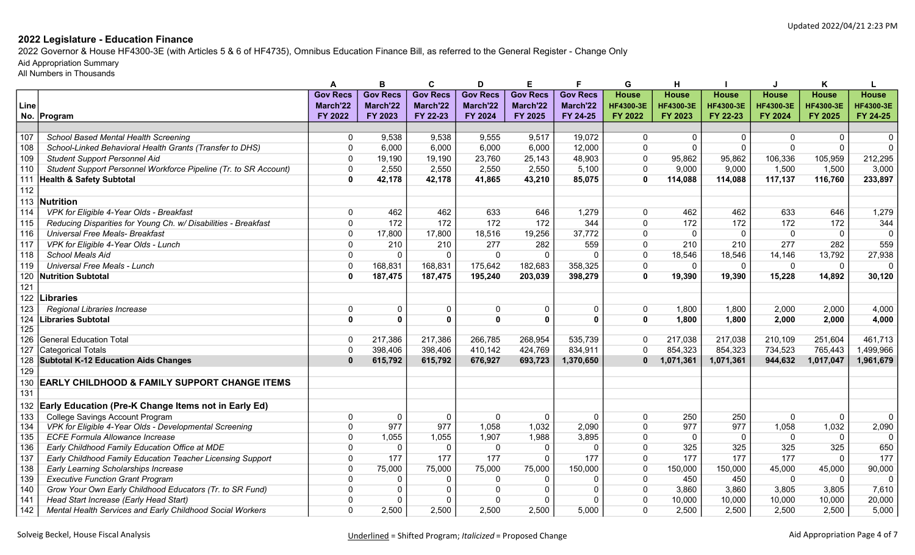## 2022 Legislature - Education Finance

2022 Governor & House HF4300-3E (with Articles 5 & 6 of HF4735), Omnibus Education Finance Bill, as referred to the General Register - Change Only

Aid Appropriation Summary

All Numbers in Thousands

| Line No. | Program | A Gov Recs March'22 FY 2022 | B Gov Recs March'22 FY 2023 | C Gov Recs March'22 FY 22-23 | D Gov Recs March'22 FY 2024 | E Gov Recs March'22 FY 2025 | F Gov Recs March'22 FY 24-25 | G House HF4300-3E FY 2022 | H House HF4300-3E FY 2023 | I House HF4300-3E FY 22-23 | J House HF4300-3E FY 2024 | K House HF4300-3E FY 2025 | L House HF4300-3E FY 24-25 |
|---|---|---|---|---|---|---|---|---|---|---|---|---|---|
| 107 | *School Based Mental Health Screening* | 0 | 9,538 | 9,538 | 9,555 | 9,517 | 19,072 | 0 | 0 | 0 | 0 | 0 | 0 |
| 108 | *School-Linked Behavioral Health Grants (Transfer to DHS)* | 0 | 6,000 | 6,000 | 6,000 | 6,000 | 12,000 | 0 | 0 | 0 | 0 | 0 | 0 |
| 109 | *Student Support Personnel Aid* | 0 | 19,190 | 19,190 | 23,760 | 25,143 | 48,903 | 0 | 95,862 | 95,862 | 106,336 | 105,959 | 212,295 |
| 110 | *Student Support Personnel Workforce Pipeline (Tr. to SR Account)* | 0 | 2,550 | 2,550 | 2,550 | 2,550 | 5,100 | 0 | 9,000 | 9,000 | 1,500 | 1,500 | 3,000 |
| 111 | **Health & Safety Subtotal** | **0** | **42,178** | **42,178** | **41,865** | **43,210** | **85,075** | **0** | **114,088** | **114,088** | **117,137** | **116,760** | **233,897** |
| 112 | | | | | | | | | | | | | |
| 113 | **Nutrition** | | | | | | | | | | | | |
| 114 | *VPK for Eligible 4-Year Olds - Breakfast* | 0 | 462 | 462 | 633 | 646 | 1,279 | 0 | 462 | 462 | 633 | 646 | 1,279 |
| 115 | *Reducing Disparities for Young Ch. w/ Disabilities - Breakfast* | 0 | 172 | 172 | 172 | 172 | 344 | 0 | 172 | 172 | 172 | 172 | 344 |
| 116 | *Universal Free Meals- Breakfast* | 0 | 17,800 | 17,800 | 18,516 | 19,256 | 37,772 | 0 | 0 | 0 | 0 | 0 | 0 |
| 117 | *VPK for Eligible 4-Year Olds - Lunch* | 0 | 210 | 210 | 277 | 282 | 559 | 0 | 210 | 210 | 277 | 282 | 559 |
| 118 | *School Meals Aid* | 0 | 0 | 0 | 0 | 0 | 0 | 0 | 18,546 | 18,546 | 14,146 | 13,792 | 27,938 |
| 119 | *Universal Free Meals - Lunch* | 0 | 168,831 | 168,831 | 175,642 | 182,683 | 358,325 | 0 | 0 | 0 | 0 | 0 | 0 |
| 120 | **Nutrition Subtotal** | **0** | **187,475** | **187,475** | **195,240** | **203,039** | **398,279** | **0** | **19,390** | **19,390** | **15,228** | **14,892** | **30,120** |
| 121 | | | | | | | | | | | | | |
| 122 | **Libraries** | | | | | | | | | | | | |
| 123 | *Regional Libraries Increase* | 0 | 0 | 0 | 0 | 0 | 0 | 0 | 1,800 | 1,800 | 2,000 | 2,000 | 4,000 |
| 124 | **Libraries Subtotal** | **0** | **0** | **0** | **0** | **0** | **0** | **0** | **1,800** | **1,800** | **2,000** | **2,000** | **4,000** |
| 125 | | | | | | | | | | | | | |
| 126 | General Education Total | 0 | 217,386 | 217,386 | 266,785 | 268,954 | 535,739 | 0 | 217,038 | 217,038 | 210,109 | 251,604 | 461,713 |
| 127 | Categorical Totals | 0 | 398,406 | 398,406 | 410,142 | 424,769 | 834,911 | 0 | 854,323 | 854,323 | 734,523 | 765,443 | 1,499,966 |
| 128 | **Subtotal K-12 Education Aids Changes** | **0** | **615,792** | **615,792** | **676,927** | **693,723** | **1,370,650** | **0** | **1,071,361** | **1,071,361** | **944,632** | **1,017,047** | **1,961,679** |
| 129 | | | | | | | | | | | | | |
| 130 | **EARLY CHILDHOOD & FAMILY SUPPORT CHANGE ITEMS** | | | | | | | | | | | | |
| 131 | | | | | | | | | | | | | |
| 132 | **Early Education (Pre-K Change Items not in Early Ed)** | | | | | | | | | | | | |
| 133 | College Savings Account Program | 0 | 0 | 0 | 0 | 0 | 0 | 0 | 250 | 250 | 0 | 0 | 0 |
| 134 | *VPK for Eligible 4-Year Olds - Developmental Screening* | 0 | 977 | 977 | 1,058 | 1,032 | 2,090 | 0 | 977 | 977 | 1,058 | 1,032 | 2,090 |
| 135 | *ECFE Formula Allowance Increase* | 0 | 1,055 | 1,055 | 1,907 | 1,988 | 3,895 | 0 | 0 | 0 | 0 | 0 | 0 |
| 136 | *Early Childhood Family Education Office at MDE* | 0 | 0 | 0 | 0 | 0 | 0 | 0 | 325 | 325 | 325 | 325 | 650 |
| 137 | *Early Childhood Family Education Teacher Licensing Support* | 0 | 177 | 177 | 177 | 0 | 177 | 0 | 177 | 177 | 177 | 0 | 177 |
| 138 | *Early Learning Scholarships Increase* | 0 | 75,000 | 75,000 | 75,000 | 75,000 | 150,000 | 0 | 150,000 | 150,000 | 45,000 | 45,000 | 90,000 |
| 139 | *Executive Function Grant Program* | 0 | 0 | 0 | 0 | 0 | 0 | 0 | 450 | 450 | 0 | 0 | 0 |
| 140 | *Grow Your Own Early Childhood Educators (Tr. to SR Fund)* | 0 | 0 | 0 | 0 | 0 | 0 | 0 | 3,860 | 3,860 | 3,805 | 3,805 | 7,610 |
| 141 | *Head Start Increase (Early Head Start)* | 0 | 0 | 0 | 0 | 0 | 0 | 0 | 10,000 | 10,000 | 10,000 | 10,000 | 20,000 |
| 142 | *Mental Health Services and Early Childhood Social Workers* | 0 | 2,500 | 2,500 | 2,500 | 2,500 | 5,000 | 0 | 2,500 | 2,500 | 2,500 | 2,500 | 5,000 |

Solveig Beckel, House Fiscal Analysis

Underlined = Shifted Program; *Italicized* = Proposed Change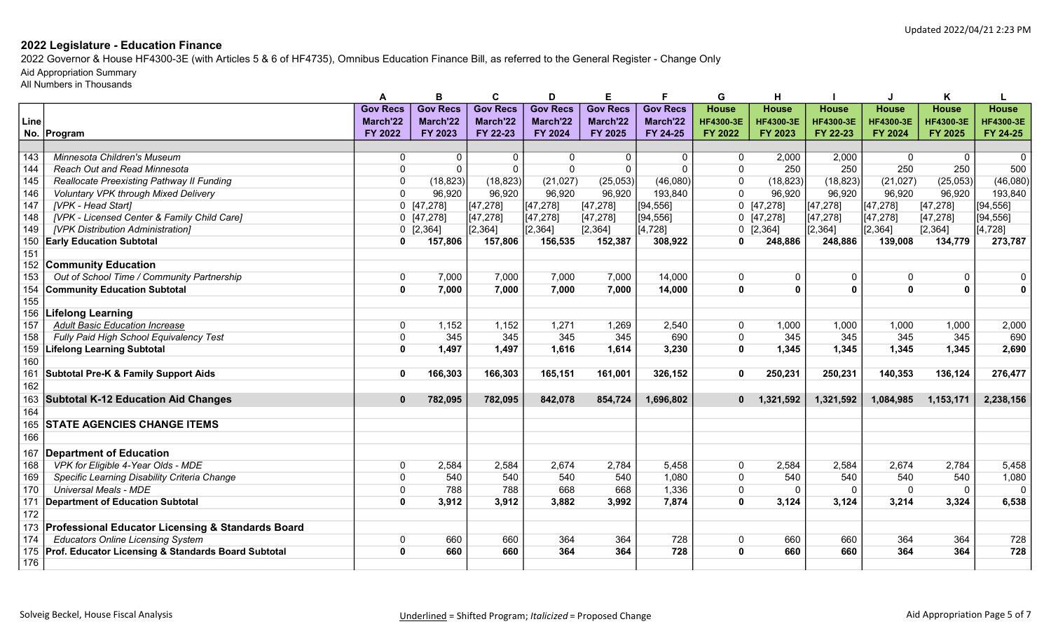Updated 2022/04/21 2:23 PM

## 2022 Legislature - Education Finance

2022 Governor & House HF4300-3E (with Articles 5 & 6 of HF4735), Omnibus Education Finance Bill, as referred to the General Register - Change Only

Aid Appropriation Summary

All Numbers in Thousands

| | | A | B | C | D | E | F | G | H | I | J | K | L |
|---|---|---|---|---|---|---|---|---|---|---|---|---|---|
| Line No. | Program | Gov Recs March'22 FY 2022 | Gov Recs March'22 FY 2023 | Gov Recs March'22 FY 22-23 | Gov Recs March'22 FY 2024 | Gov Recs March'22 FY 2025 | Gov Recs March'22 FY 24-25 | House HF4300-3E FY 2022 | House HF4300-3E FY 2023 | House HF4300-3E FY 22-23 | House HF4300-3E FY 2024 | House HF4300-3E FY 2025 | House HF4300-3E FY 24-25 |
| 143 | *Minnesota Children's Museum* | 0 | 0 | 0 | 0 | 0 | 0 | 0 | 2,000 | 2,000 | 0 | 0 | 0 |
| 144 | *Reach Out and Read Minnesota* | 0 | 0 | 0 | 0 | 0 | 0 | 0 | 250 | 250 | 250 | 250 | 500 |
| 145 | *Reallocate Preexisting Pathway II Funding* | 0 | (18,823) | (18,823) | (21,027) | (25,053) | (46,080) | 0 | (18,823) | (18,823) | (21,027) | (25,053) | (46,080) |
| 146 | *Voluntary VPK through Mixed Delivery* | 0 | 96,920 | 96,920 | 96,920 | 96,920 | 193,840 | 0 | 96,920 | 96,920 | 96,920 | 96,920 | 193,840 |
| 147 | *[VPK - Head Start]* | 0 | [47,278] | [47,278] | [47,278] | [47,278] | [94,556] | 0 | [47,278] | [47,278] | [47,278] | [47,278] | [94,556] |
| 148 | *[VPK - Licensed Center & Family Child Care]* | 0 | [47,278] | [47,278] | [47,278] | [47,278] | [94,556] | 0 | [47,278] | [47,278] | [47,278] | [47,278] | [94,556] |
| 149 | *[VPK Distribution Administration]* | 0 | [2,364] | [2,364] | [2,364] | [2,364] | [4,728] | 0 | [2,364] | [2,364] | [2,364] | [2,364] | [4,728] |
| 150 | **Early Education Subtotal** | **0** | **157,806** | **157,806** | **156,535** | **152,387** | **308,922** | **0** | **248,886** | **248,886** | **139,008** | **134,779** | **273,787** |
| 151 | | | | | | | | | | | | | |
| 152 | **Community Education** | | | | | | | | | | | | |
| 153 | *Out of School Time / Community Partnership* | 0 | 7,000 | 7,000 | 7,000 | 7,000 | 14,000 | 0 | 0 | 0 | 0 | 0 | 0 |
| 154 | **Community Education Subtotal** | **0** | **7,000** | **7,000** | **7,000** | **7,000** | **14,000** | **0** | **0** | **0** | **0** | **0** | **0** |
| 155 | | | | | | | | | | | | | |
| 156 | **Lifelong Learning** | | | | | | | | | | | | |
| 157 | *Adult Basic Education Increase* | 0 | 1,152 | 1,152 | 1,271 | 1,269 | 2,540 | 0 | 1,000 | 1,000 | 1,000 | 1,000 | 2,000 |
| 158 | *Fully Paid High School Equivalency Test* | 0 | 345 | 345 | 345 | 345 | 690 | 0 | 345 | 345 | 345 | 345 | 690 |
| 159 | **Lifelong Learning Subtotal** | **0** | **1,497** | **1,497** | **1,616** | **1,614** | **3,230** | **0** | **1,345** | **1,345** | **1,345** | **1,345** | **2,690** |
| 160 | | | | | | | | | | | | | |
| 161 | **Subtotal Pre-K & Family Support Aids** | **0** | **166,303** | **166,303** | **165,151** | **161,001** | **326,152** | **0** | **250,231** | **250,231** | **140,353** | **136,124** | **276,477** |
| 162 | | | | | | | | | | | | | |
| 163 | **Subtotal K-12 Education Aid Changes** | **0** | **782,095** | **782,095** | **842,078** | **854,724** | **1,696,802** | **0** | **1,321,592** | **1,321,592** | **1,084,985** | **1,153,171** | **2,238,156** |
| 164 | | | | | | | | | | | | | |
| 165 | **STATE AGENCIES CHANGE ITEMS** | | | | | | | | | | | | |
| 166 | | | | | | | | | | | | | |
| 167 | **Department of Education** | | | | | | | | | | | | |
| 168 | *VPK for Eligible 4-Year Olds - MDE* | 0 | 2,584 | 2,584 | 2,674 | 2,784 | 5,458 | 0 | 2,584 | 2,584 | 2,674 | 2,784 | 5,458 |
| 169 | *Specific Learning Disability Criteria Change* | 0 | 540 | 540 | 540 | 540 | 1,080 | 0 | 540 | 540 | 540 | 540 | 1,080 |
| 170 | *Universal Meals - MDE* | 0 | 788 | 788 | 668 | 668 | 1,336 | 0 | 0 | 0 | 0 | 0 | 0 |
| 171 | **Department of Education Subtotal** | **0** | **3,912** | **3,912** | **3,882** | **3,992** | **7,874** | **0** | **3,124** | **3,124** | **3,214** | **3,324** | **6,538** |
| 172 | | | | | | | | | | | | | |
| 173 | **Professional Educator Licensing & Standards Board** | | | | | | | | | | | | |
| 174 | *Educators Online Licensing System* | 0 | 660 | 660 | 364 | 364 | 728 | 0 | 660 | 660 | 364 | 364 | 728 |
| 175 | **Prof. Educator Licensing & Standards Board Subtotal** | **0** | **660** | **660** | **364** | **364** | **728** | **0** | **660** | **660** | **364** | **364** | **728** |
| 176 | | | | | | | | | | | | | |

Solveig Beckel, House Fiscal Analysis

Underlined = Shifted Program; *Italicized* = Proposed Change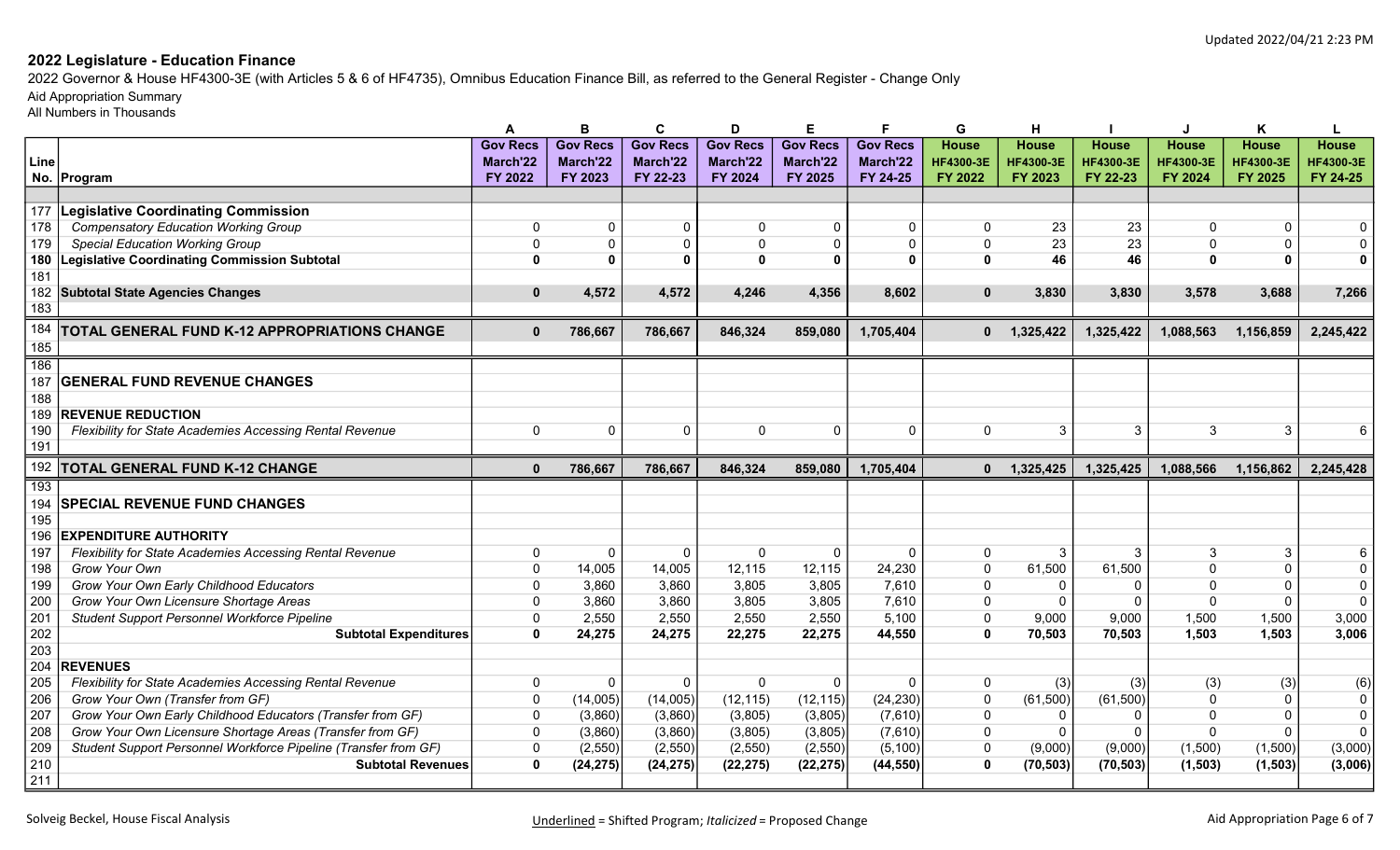# 2022 Legislature - Education Finance

2022 Governor & House HF4300-3E (with Articles 5 & 6 of HF4735), Omnibus Education Finance Bill, as referred to the General Register - Change Only

Aid Appropriation Summary

All Numbers in Thousands

| Line No. | Program | A<br>Gov Recs March'22 FY 2022 | B<br>Gov Recs March'22 FY 2023 | C<br>Gov Recs March'22 FY 22-23 | D<br>Gov Recs March'22 FY 2024 | E<br>Gov Recs March'22 FY 2025 | F<br>Gov Recs March'22 FY 24-25 | G<br>House HF4300-3E FY 2022 | H<br>House HF4300-3E FY 2023 | I<br>House HF4300-3E FY 22-23 | J<br>House HF4300-3E FY 2024 | K<br>House HF4300-3E FY 2025 | L<br>House HF4300-3E FY 24-25 |
|---|---|---|---|---|---|---|---|---|---|---|---|---|---|
| 177 | **Legislative Coordinating Commission** | | | | | | | | | | | | |
| 178 | *Compensatory Education Working Group* | 0 | 0 | 0 | 0 | 0 | 0 | 0 | 23 | 23 | 0 | 0 | 0 |
| 179 | *Special Education Working Group* | 0 | 0 | 0 | 0 | 0 | 0 | 0 | 23 | 23 | 0 | 0 | 0 |
| 180 | **Legislative Coordinating Commission Subtotal** | **0** | **0** | **0** | **0** | **0** | **0** | **0** | **46** | **46** | **0** | **0** | **0** |
| 181 | | | | | | | | | | | | | |
| 182 | **Subtotal State Agencies Changes** | **0** | **4,572** | **4,572** | **4,246** | **4,356** | **8,602** | **0** | **3,830** | **3,830** | **3,578** | **3,688** | **7,266** |
| 183 | | | | | | | | | | | | | |
| 184 | **TOTAL GENERAL FUND K-12 APPROPRIATIONS CHANGE** | **0** | **786,667** | **786,667** | **846,324** | **859,080** | **1,705,404** | **0** | **1,325,422** | **1,325,422** | **1,088,563** | **1,156,859** | **2,245,422** |
| 185 | | | | | | | | | | | | | |
| 186 | | | | | | | | | | | | | |
| 187 | **GENERAL FUND REVENUE CHANGES** | | | | | | | | | | | | |
| 188 | | | | | | | | | | | | | |
| 189 | **REVENUE REDUCTION** | | | | | | | | | | | | |
| 190 | *Flexibility for State Academies Accessing Rental Revenue* | 0 | 0 | 0 | 0 | 0 | 0 | 0 | 3 | 3 | 3 | 3 | 6 |
| 191 | | | | | | | | | | | | | |
| 192 | **TOTAL GENERAL FUND K-12 CHANGE** | **0** | **786,667** | **786,667** | **846,324** | **859,080** | **1,705,404** | **0** | **1,325,425** | **1,325,425** | **1,088,566** | **1,156,862** | **2,245,428** |
| 193 | | | | | | | | | | | | | |
| 194 | **SPECIAL REVENUE FUND CHANGES** | | | | | | | | | | | | |
| 195 | | | | | | | | | | | | | |
| 196 | **EXPENDITURE AUTHORITY** | | | | | | | | | | | | |
| 197 | *Flexibility for State Academies Accessing Rental Revenue* | 0 | 0 | 0 | 0 | 0 | 0 | 0 | 3 | 3 | 3 | 3 | 6 |
| 198 | *Grow Your Own* | 0 | 14,005 | 14,005 | 12,115 | 12,115 | 24,230 | 0 | 61,500 | 61,500 | 0 | 0 | 0 |
| 199 | *Grow Your Own Early Childhood Educators* | 0 | 3,860 | 3,860 | 3,805 | 3,805 | 7,610 | 0 | 0 | 0 | 0 | 0 | 0 |
| 200 | *Grow Your Own Licensure Shortage Areas* | 0 | 3,860 | 3,860 | 3,805 | 3,805 | 7,610 | 0 | 0 | 0 | 0 | 0 | 0 |
| 201 | *Student Support Personnel Workforce Pipeline* | 0 | 2,550 | 2,550 | 2,550 | 2,550 | 5,100 | 0 | 9,000 | 9,000 | 1,500 | 1,500 | 3,000 |
| 202 | **Subtotal Expenditures** | **0** | **24,275** | **24,275** | **22,275** | **22,275** | **44,550** | **0** | **70,503** | **70,503** | **1,503** | **1,503** | **3,006** |
| 203 | | | | | | | | | | | | | |
| 204 | **REVENUES** | | | | | | | | | | | | |
| 205 | *Flexibility for State Academies Accessing Rental Revenue* | 0 | 0 | 0 | 0 | 0 | 0 | 0 | (3) | (3) | (3) | (3) | (6) |
| 206 | *Grow Your Own (Transfer from GF)* | 0 | (14,005) | (14,005) | (12,115) | (12,115) | (24,230) | 0 | (61,500) | (61,500) | 0 | 0 | 0 |
| 207 | *Grow Your Own Early Childhood Educators (Transfer from GF)* | 0 | (3,860) | (3,860) | (3,805) | (3,805) | (7,610) | 0 | 0 | 0 | 0 | 0 | 0 |
| 208 | *Grow Your Own Licensure Shortage Areas (Transfer from GF)* | 0 | (3,860) | (3,860) | (3,805) | (3,805) | (7,610) | 0 | 0 | 0 | 0 | 0 | 0 |
| 209 | *Student Support Personnel Workforce Pipeline (Transfer from GF)* | 0 | (2,550) | (2,550) | (2,550) | (2,550) | (5,100) | 0 | (9,000) | (9,000) | (1,500) | (1,500) | (3,000) |
| 210 | **Subtotal Revenues** | **0** | **(24,275)** | **(24,275)** | **(22,275)** | **(22,275)** | **(44,550)** | **0** | **(70,503)** | **(70,503)** | **(1,503)** | **(1,503)** | **(3,006)** |
| 211 | | | | | | | | | | | | | |

Underlined = Shifted Program; *Italicized* = Proposed Change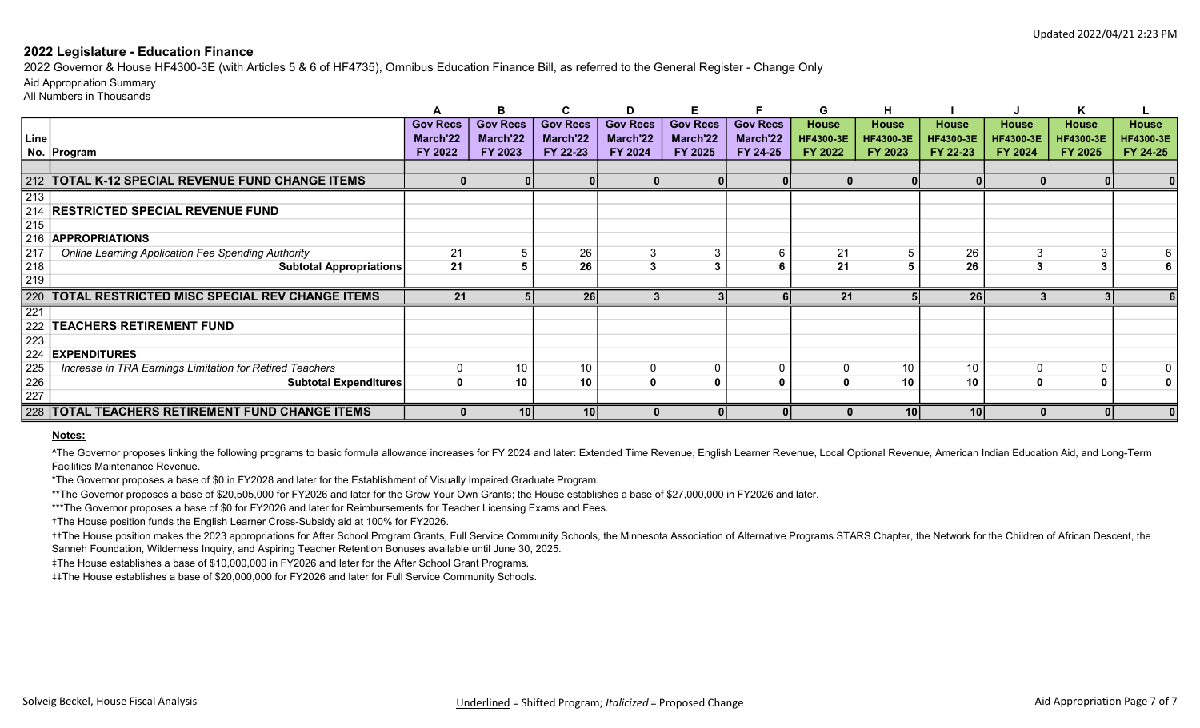## 2022 Legislature - Education Finance

2022 Governor & House HF4300-3E (with Articles 5 & 6 of HF4735), Omnibus Education Finance Bill, as referred to the General Register - Change Only

Aid Appropriation Summary

All Numbers in Thousands

| Line No. | Program | A<br>Gov Recs March'22 FY 2022 | B<br>Gov Recs March'22 FY 2023 | C<br>Gov Recs March'22 FY 22-23 | D<br>Gov Recs March'22 FY 2024 | E<br>Gov Recs March'22 FY 2025 | F<br>Gov Recs March'22 FY 24-25 | G<br>House HF4300-3E FY 2022 | H<br>House HF4300-3E FY 2023 | I<br>House HF4300-3E FY 22-23 | J<br>House HF4300-3E FY 2024 | K<br>House HF4300-3E FY 2025 | L<br>House HF4300-3E FY 24-25 |
|---|---|---|---|---|---|---|---|---|---|---|---|---|---|
| 212 | **TOTAL K-12 SPECIAL REVENUE FUND CHANGE ITEMS** | **0** | **0** | **0** | **0** | **0** | **0** | **0** | **0** | **0** | **0** | **0** | **0** |
| 213 | | | | | | | | | | | | | |
| 214 | **RESTRICTED SPECIAL REVENUE FUND** | | | | | | | | | | | | |
| 215 | | | | | | | | | | | | | |
| 216 | **APPROPRIATIONS** | | | | | | | | | | | | |
| 217 | *Online Learning Application Fee Spending Authority* | 21 | 5 | 26 | 3 | 3 | 6 | 21 | 5 | 26 | 3 | 3 | 6 |
| 218 | **Subtotal Appropriations** | **21** | **5** | **26** | **3** | **3** | **6** | **21** | **5** | **26** | **3** | **3** | **6** |
| 219 | | | | | | | | | | | | | |
| 220 | **TOTAL RESTRICTED MISC SPECIAL REV CHANGE ITEMS** | **21** | **5** | **26** | **3** | **3** | **6** | **21** | **5** | **26** | **3** | **3** | **6** |
| 221 | | | | | | | | | | | | | |
| 222 | **TEACHERS RETIREMENT FUND** | | | | | | | | | | | | |
| 223 | | | | | | | | | | | | | |
| 224 | **EXPENDITURES** | | | | | | | | | | | | |
| 225 | *Increase in TRA Earnings Limitation for Retired Teachers* | 0 | 10 | 10 | 0 | 0 | 0 | 0 | 10 | 10 | 0 | 0 | 0 |
| 226 | **Subtotal Expenditures** | **0** | **10** | **10** | **0** | **0** | **0** | **0** | **10** | **10** | **0** | **0** | **0** |
| 227 | | | | | | | | | | | | | |
| 228 | **TOTAL TEACHERS RETIREMENT FUND CHANGE ITEMS** | **0** | **10** | **10** | **0** | **0** | **0** | **0** | **10** | **10** | **0** | **0** | **0** |

**Notes:**

^The Governor proposes linking the following programs to basic formula allowance increases for FY 2024 and later: Extended Time Revenue, English Learner Revenue, Local Optional Revenue, American Indian Education Aid, and Long-Term Facilities Maintenance Revenue.

*The Governor proposes a base of $0 in FY2028 and later for the Establishment of Visually Impaired Graduate Program.

**The Governor proposes a base of $20,505,000 for FY2026 and later for the Grow Your Own Grants; the House establishes a base of $27,000,000 in FY2026 and later.

***The Governor proposes a base of $0 for FY2026 and later for Reimbursements for Teacher Licensing Exams and Fees.

†The House position funds the English Learner Cross-Subsidy aid at 100% for FY2026.

††The House position makes the 2023 appropriations for After School Program Grants, Full Service Community Schools, the Minnesota Association of Alternative Programs STARS Chapter, the Network for the Children of African Descent, the Sanneh Foundation, Wilderness Inquiry, and Aspiring Teacher Retention Bonuses available until June 30, 2025.

‡The House establishes a base of $10,000,000 in FY2026 and later for the After School Grant Programs.

‡‡The House establishes a base of $20,000,000 for FY2026 and later for Full Service Community Schools.

Underlined = Shifted Program; *Italicized* = Proposed Change